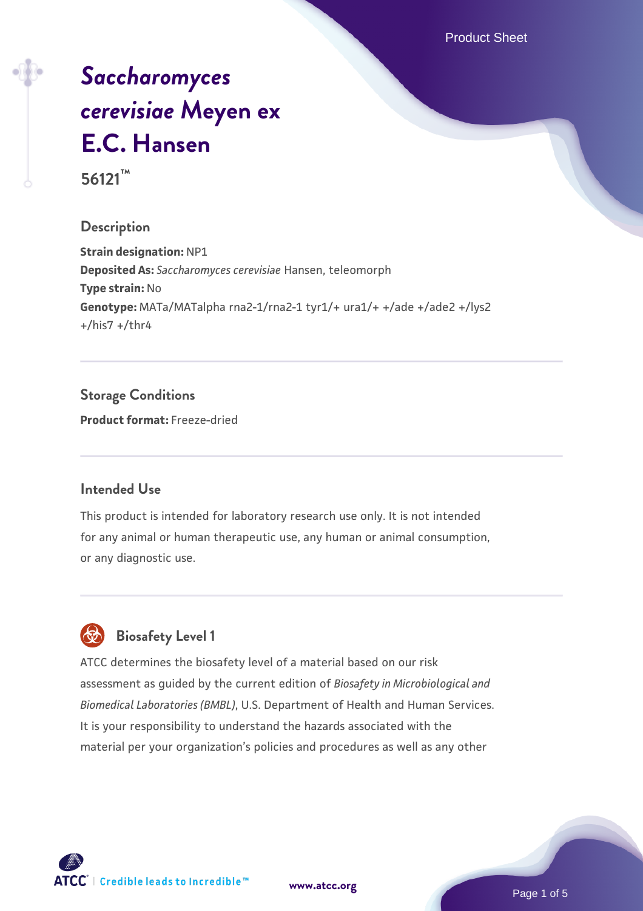# *Saccharomyces cerevisiae* Meyen ex E.C. Hansen

**56121™**

## Description

**Strain designation:** NP1

**Deposited As:** *Saccharomyces cerevisiae* Hansen, teleomorph

**Type strain:** No

**Genotype:** MATa/MATalpha rna2-1/rna2-1 tyr1/+ ura1/+ +/ade +/ade2 +/lys2 +/his7 +/thr4

## Storage Conditions

**Product format:** Freeze-dried

## Intended Use

This product is intended for laboratory research use only. It is not intended for any animal or human therapeutic use, any human or animal consumption, or any diagnostic use.

## Biosafety Level 1

ATCC determines the biosafety level of a material based on our risk assessment as guided by the current edition of *Biosafety in Microbiological and Biomedical Laboratories (BMBL)*, U.S. Department of Health and Human Services. It is your responsibility to understand the hazards associated with the material per your organization's policies and procedures as well as any other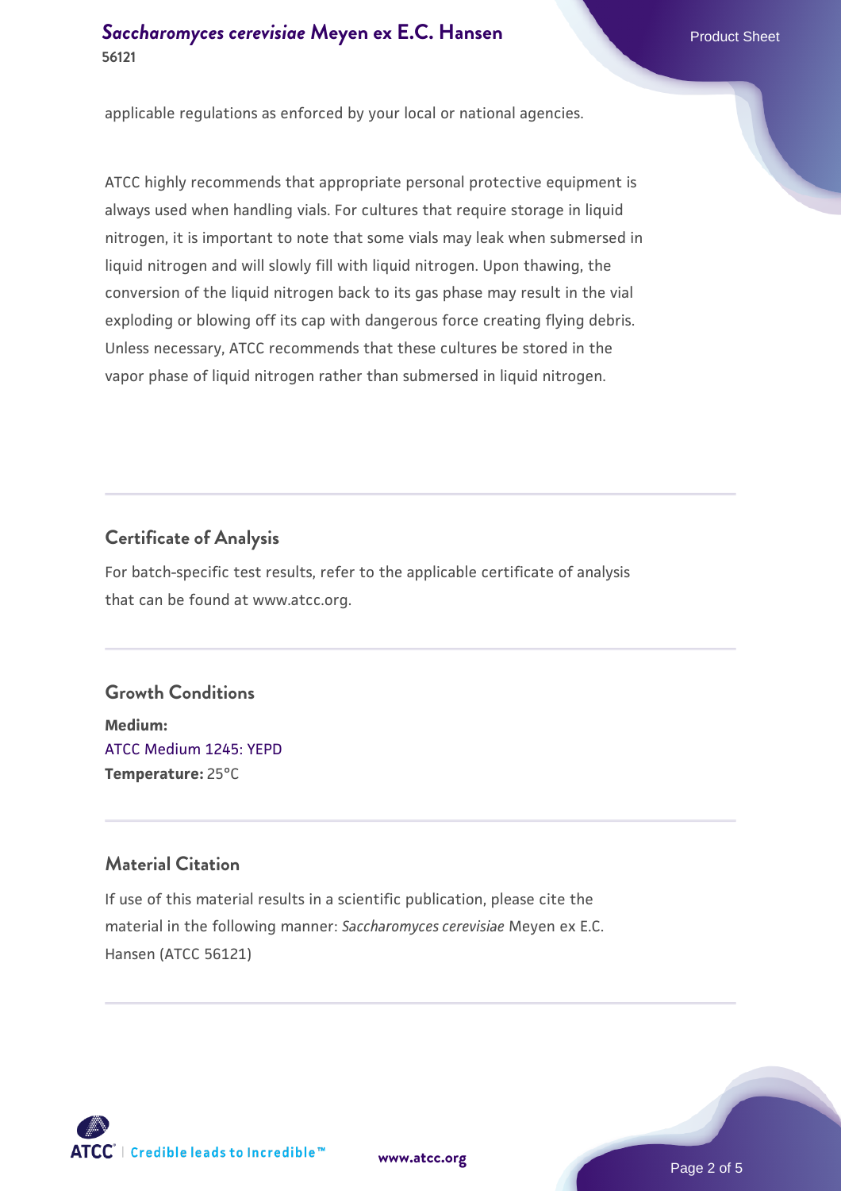applicable regulations as enforced by your local or national agencies.

ATCC highly recommends that appropriate personal protective equipment is always used when handling vials. For cultures that require storage in liquid nitrogen, it is important to note that some vials may leak when submersed in liquid nitrogen and will slowly fill with liquid nitrogen. Upon thawing, the conversion of the liquid nitrogen back to its gas phase may result in the vial exploding or blowing off its cap with dangerous force creating flying debris. Unless necessary, ATCC recommends that these cultures be stored in the vapor phase of liquid nitrogen rather than submersed in liquid nitrogen.

## Certificate of Analysis

For batch-specific test results, refer to the applicable certificate of analysis that can be found at www.atcc.org.

## Growth Conditions

**Medium:**
ATCC Medium 1245: YEPD
**Temperature:** 25°C

## Material Citation

If use of this material results in a scientific publication, please cite the material in the following manner: *Saccharomyces cerevisiae* Meyen ex E.C. Hansen (ATCC 56121)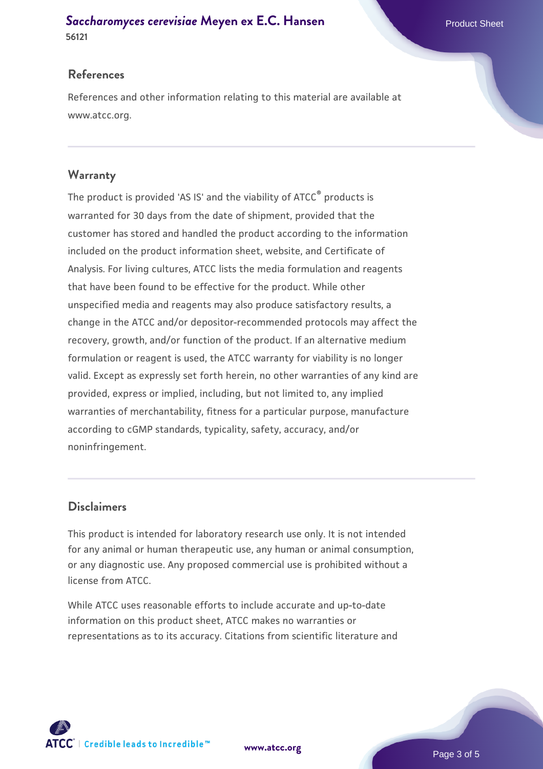## References

References and other information relating to this material are available at www.atcc.org.

## Warranty

The product is provided 'AS IS' and the viability of ATCC® products is warranted for 30 days from the date of shipment, provided that the customer has stored and handled the product according to the information included on the product information sheet, website, and Certificate of Analysis. For living cultures, ATCC lists the media formulation and reagents that have been found to be effective for the product. While other unspecified media and reagents may also produce satisfactory results, a change in the ATCC and/or depositor-recommended protocols may affect the recovery, growth, and/or function of the product. If an alternative medium formulation or reagent is used, the ATCC warranty for viability is no longer valid. Except as expressly set forth herein, no other warranties of any kind are provided, express or implied, including, but not limited to, any implied warranties of merchantability, fitness for a particular purpose, manufacture according to cGMP standards, typicality, safety, accuracy, and/or noninfringement.

## Disclaimers

This product is intended for laboratory research use only. It is not intended for any animal or human therapeutic use, any human or animal consumption, or any diagnostic use. Any proposed commercial use is prohibited without a license from ATCC.

While ATCC uses reasonable efforts to include accurate and up-to-date information on this product sheet, ATCC makes no warranties or representations as to its accuracy. Citations from scientific literature and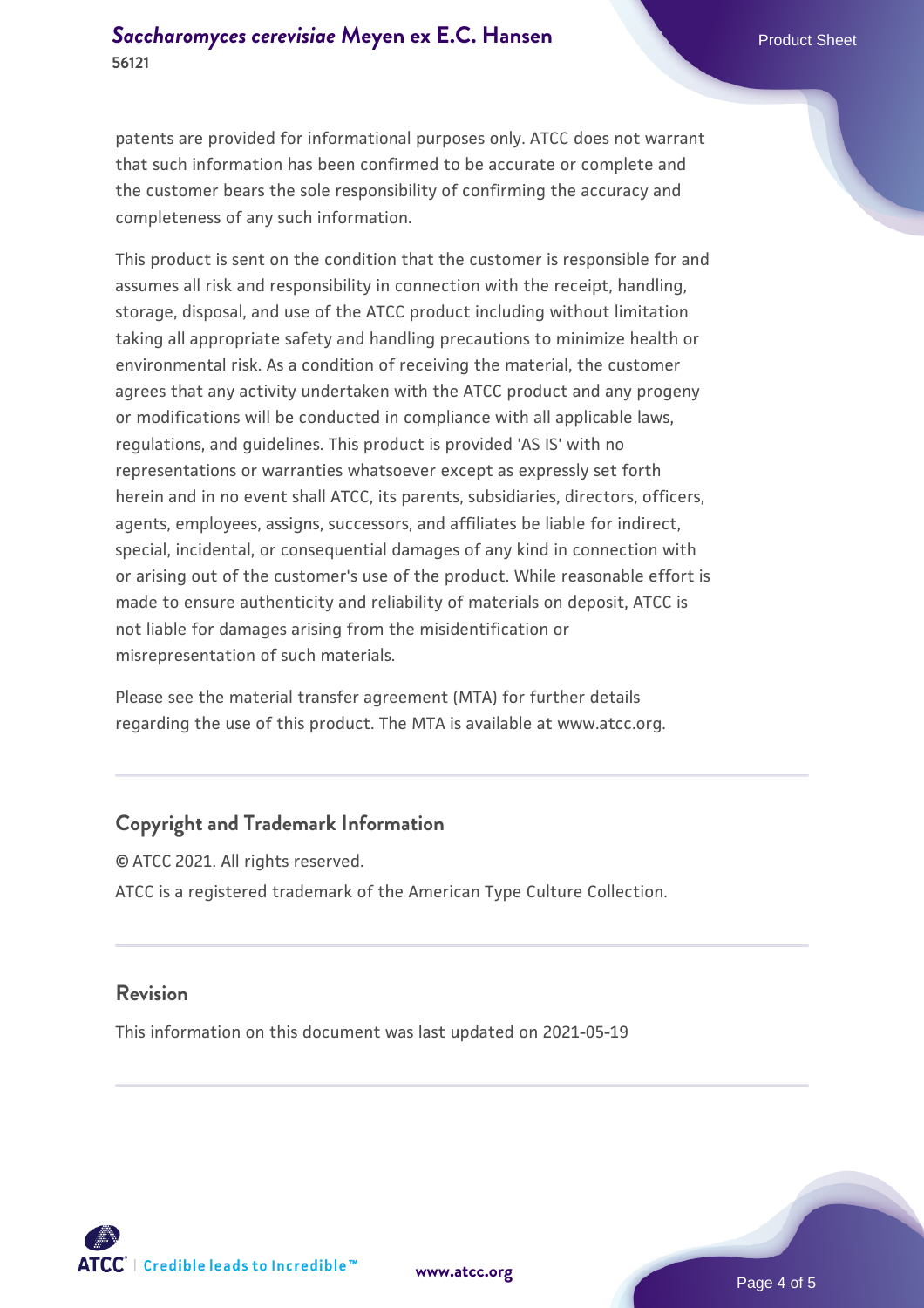patents are provided for informational purposes only. ATCC does not warrant that such information has been confirmed to be accurate or complete and the customer bears the sole responsibility of confirming the accuracy and completeness of any such information.

This product is sent on the condition that the customer is responsible for and assumes all risk and responsibility in connection with the receipt, handling, storage, disposal, and use of the ATCC product including without limitation taking all appropriate safety and handling precautions to minimize health or environmental risk. As a condition of receiving the material, the customer agrees that any activity undertaken with the ATCC product and any progeny or modifications will be conducted in compliance with all applicable laws, regulations, and guidelines. This product is provided 'AS IS' with no representations or warranties whatsoever except as expressly set forth herein and in no event shall ATCC, its parents, subsidiaries, directors, officers, agents, employees, assigns, successors, and affiliates be liable for indirect, special, incidental, or consequential damages of any kind in connection with or arising out of the customer's use of the product. While reasonable effort is made to ensure authenticity and reliability of materials on deposit, ATCC is not liable for damages arising from the misidentification or misrepresentation of such materials.

Please see the material transfer agreement (MTA) for further details regarding the use of this product. The MTA is available at www.atcc.org.

## Copyright and Trademark Information

© ATCC 2021. All rights reserved.

ATCC is a registered trademark of the American Type Culture Collection.

## Revision

This information on this document was last updated on 2021-05-19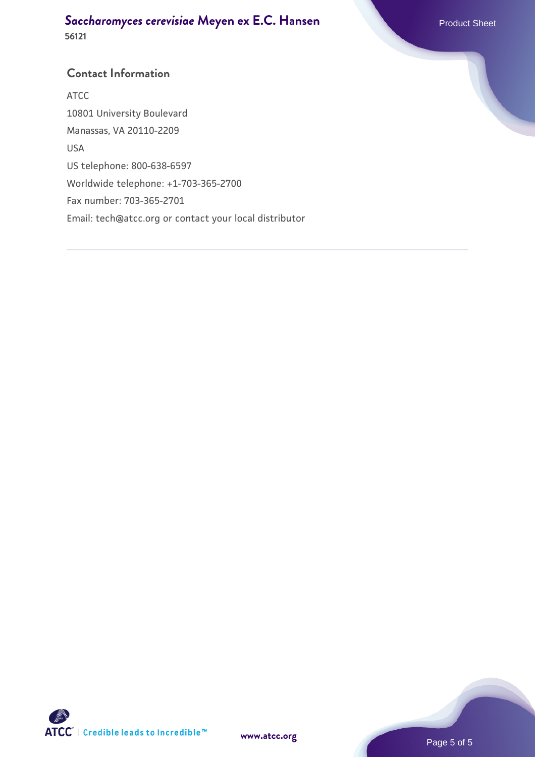## Contact Information

ATCC
10801 University Boulevard
Manassas, VA 20110-2209
USA
US telephone: 800-638-6597
Worldwide telephone: +1-703-365-2700
Fax number: 703-365-2701
Email: tech@atcc.org or contact your local distributor